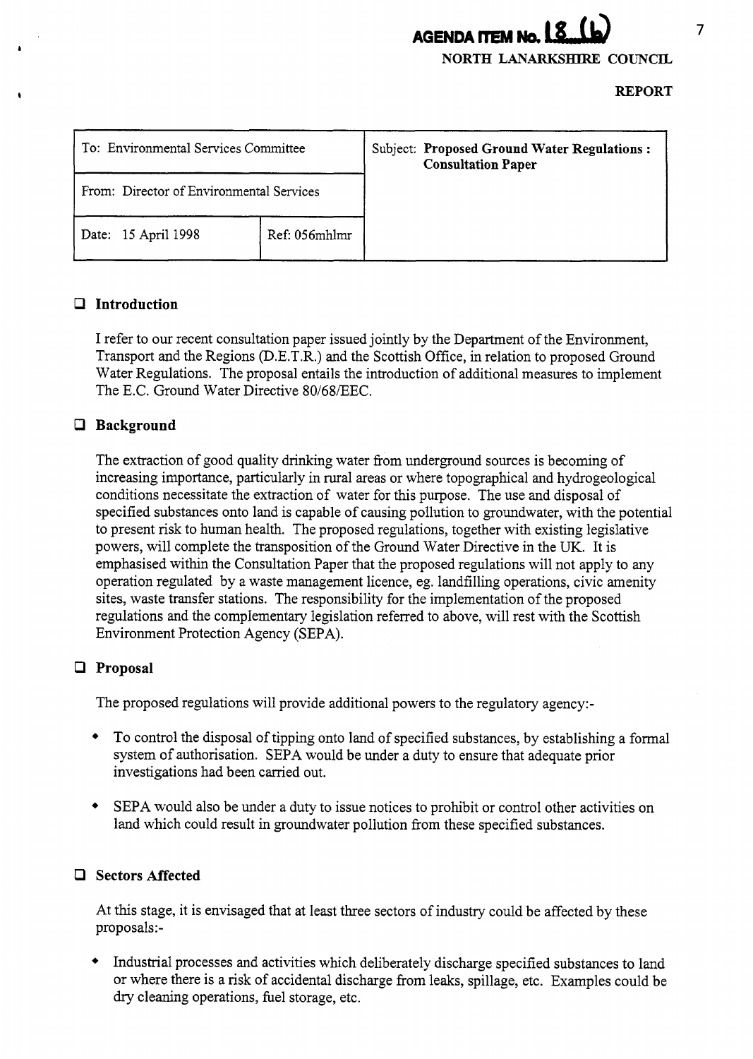**AGENDA ITEM No. 18 (b)**

**NORTH LANARKSHIRE COUNCIL**

**REPORT**

| To: Environmental Services Committee | | Subject: **Proposed Ground Water Regulations : Consultation Paper** |
|---|---|---|
| From: Director of Environmental Services | | |
| Date: 15 April 1998 | Ref: 056mhlmr | |

## Introduction

I refer to our recent consultation paper issued jointly by the Department of the Environment, Transport and the Regions (D.E.T.R.) and the Scottish Office, in relation to proposed Ground Water Regulations. The proposal entails the introduction of additional measures to implement The E.C. Ground Water Directive 80/68/EEC.

## Background

The extraction of good quality drinking water from underground sources is becoming of increasing importance, particularly in rural areas or where topographical and hydrogeological conditions necessitate the extraction of water for this purpose. The use and disposal of specified substances onto land is capable of causing pollution to groundwater, with the potential to present risk to human health. The proposed regulations, together with existing legislative powers, will complete the transposition of the Ground Water Directive in the UK. It is emphasised within the Consultation Paper that the proposed regulations will not apply to any operation regulated by a waste management licence, eg. landfilling operations, civic amenity sites, waste transfer stations. The responsibility for the implementation of the proposed regulations and the complementary legislation referred to above, will rest with the Scottish Environment Protection Agency (SEPA).

## Proposal

The proposed regulations will provide additional powers to the regulatory agency:-

- To control the disposal of tipping onto land of specified substances, by establishing a formal system of authorisation. SEPA would be under a duty to ensure that adequate prior investigations had been carried out.
- SEPA would also be under a duty to issue notices to prohibit or control other activities on land which could result in groundwater pollution from these specified substances.

## Sectors Affected

At this stage, it is envisaged that at least three sectors of industry could be affected by these proposals:-

- Industrial processes and activities which deliberately discharge specified substances to land or where there is a risk of accidental discharge from leaks, spillage, etc. Examples could be dry cleaning operations, fuel storage, etc.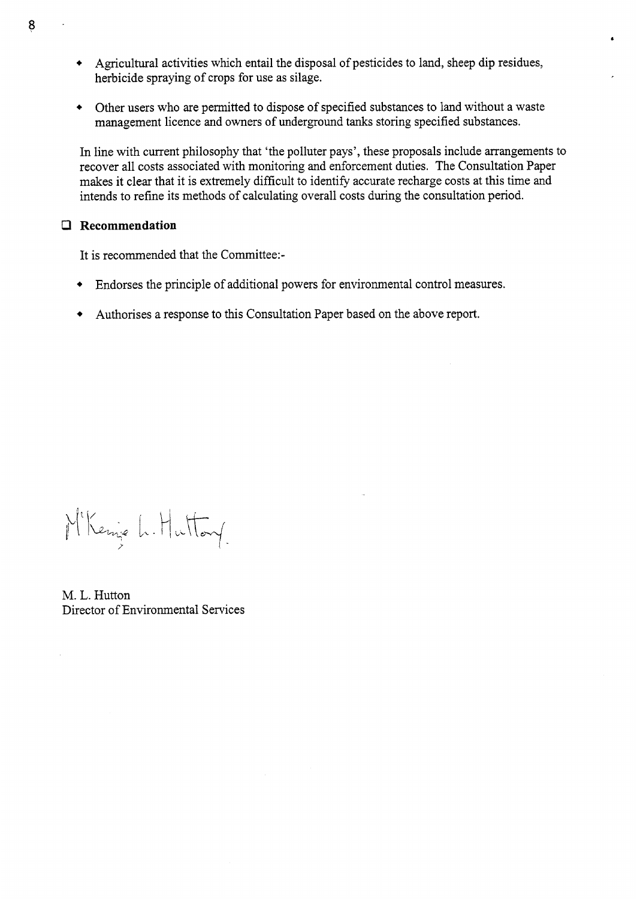- Agricultural activities which entail the disposal of pesticides to land, sheep dip residues, herbicide spraying of crops for use as silage.
- Other users who are permitted to dispose of specified substances to land without a waste management licence and owners of underground tanks storing specified substances.

In line with current philosophy that 'the polluter pays', these proposals include arrangements to recover all costs associated with monitoring and enforcement duties. The Consultation Paper makes it clear that it is extremely difficult to identify accurate recharge costs at this time and intends to refine its methods of calculating overall costs during the consultation period.

## Recommendation

It is recommended that the Committee:-

- Endorses the principle of additional powers for environmental control measures.
- Authorises a response to this Consultation Paper based on the above report.

M. L. Hutton
Director of Environmental Services